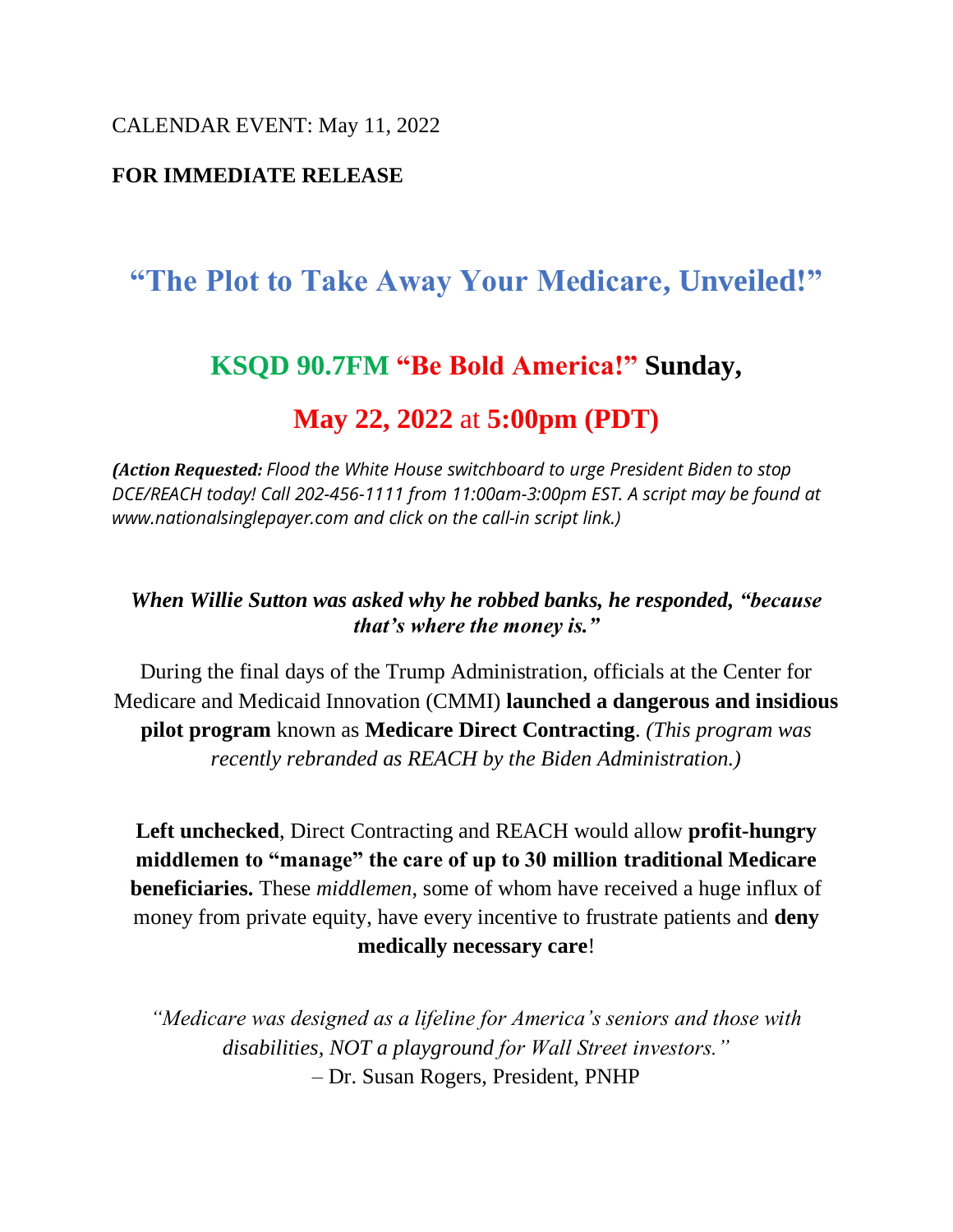CALENDAR EVENT: May 11, 2022

**FOR IMMEDIATE RELEASE**

# "The Plot to Take Away Your Medicare, Unveiled!"

## KSQD 90.7FM "Be Bold America!" Sunday,

## May 22, 2022 at 5:00pm (PDT)

***(Action Requested:*** *Flood the White House switchboard to urge President Biden to stop DCE/REACH today! Call 202-456-1111 from 11:00am-3:00pm EST. A script may be found at www.nationalsinglepayer.com and click on the call-in script link.)*

***When Willie Sutton was asked why he robbed banks, he responded, "because that's where the money is."***

During the final days of the Trump Administration, officials at the Center for Medicare and Medicaid Innovation (CMMI) **launched a dangerous and insidious pilot program** known as **Medicare Direct Contracting**. *(This program was recently rebranded as REACH by the Biden Administration.)*

**Left unchecked**, Direct Contracting and REACH would allow **profit-hungry middlemen to "manage" the care of up to 30 million traditional Medicare beneficiaries.** These *middlemen*, some of whom have received a huge influx of money from private equity, have every incentive to frustrate patients and **deny medically necessary care**!

*"Medicare was designed as a lifeline for America's seniors and those with disabilities, NOT a playground for Wall Street investors."*
– Dr. Susan Rogers, President, PNHP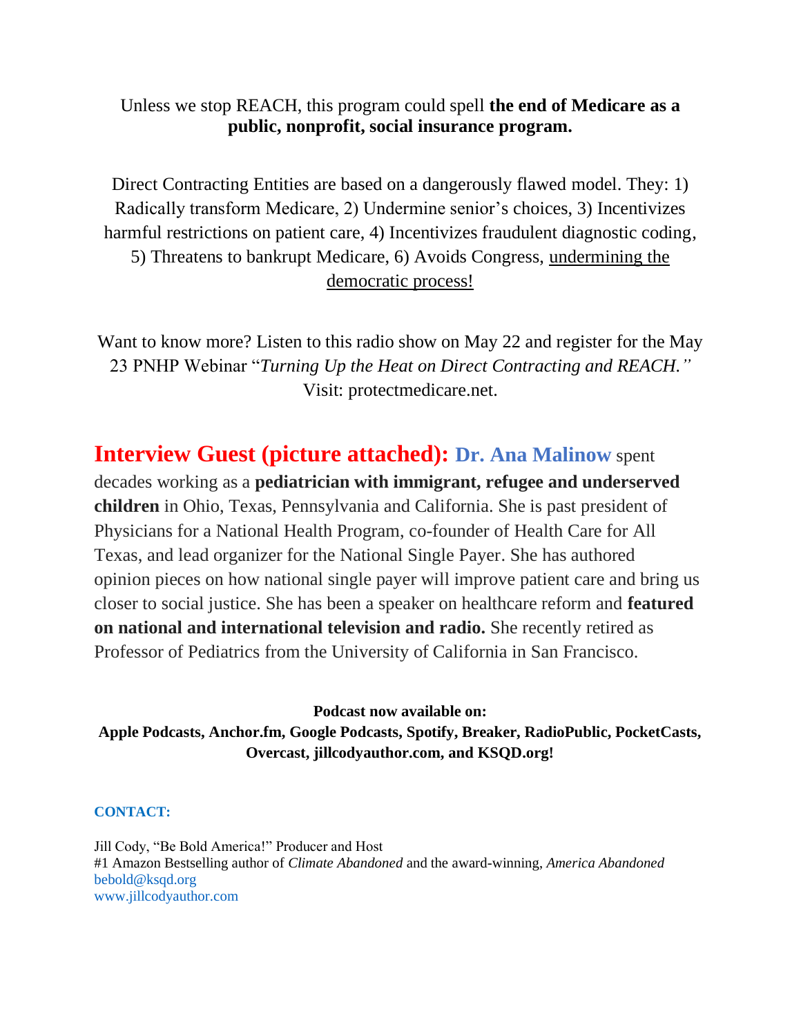Unless we stop REACH, this program could spell **the end of Medicare as a public, nonprofit, social insurance program.**

Direct Contracting Entities are based on a dangerously flawed model. They: 1) Radically transform Medicare, 2) Undermine senior's choices, 3) Incentivizes harmful restrictions on patient care, 4) Incentivizes fraudulent diagnostic coding, 5) Threatens to bankrupt Medicare, 6) Avoids Congress, undermining the democratic process!

Want to know more? Listen to this radio show on May 22 and register for the May 23 PNHP Webinar "*Turning Up the Heat on Direct Contracting and REACH."* Visit: protectmedicare.net.

**Interview Guest (picture attached): Dr. Ana Malinow** spent decades working as a **pediatrician with immigrant, refugee and underserved children** in Ohio, Texas, Pennsylvania and California. She is past president of Physicians for a National Health Program, co-founder of Health Care for All Texas, and lead organizer for the National Single Payer. She has authored opinion pieces on how national single payer will improve patient care and bring us closer to social justice. She has been a speaker on healthcare reform and **featured on national and international television and radio.** She recently retired as Professor of Pediatrics from the University of California in San Francisco.

**Podcast now available on:**
**Apple Podcasts, Anchor.fm, Google Podcasts, Spotify, Breaker, RadioPublic, PocketCasts, Overcast, jillcodyauthor.com, and KSQD.org!**

**CONTACT:**

Jill Cody, "Be Bold America!" Producer and Host
#1 Amazon Bestselling author of *Climate Abandoned* and the award-winning, *America Abandoned*
bebold@ksqd.org
www.jillcodyauthor.com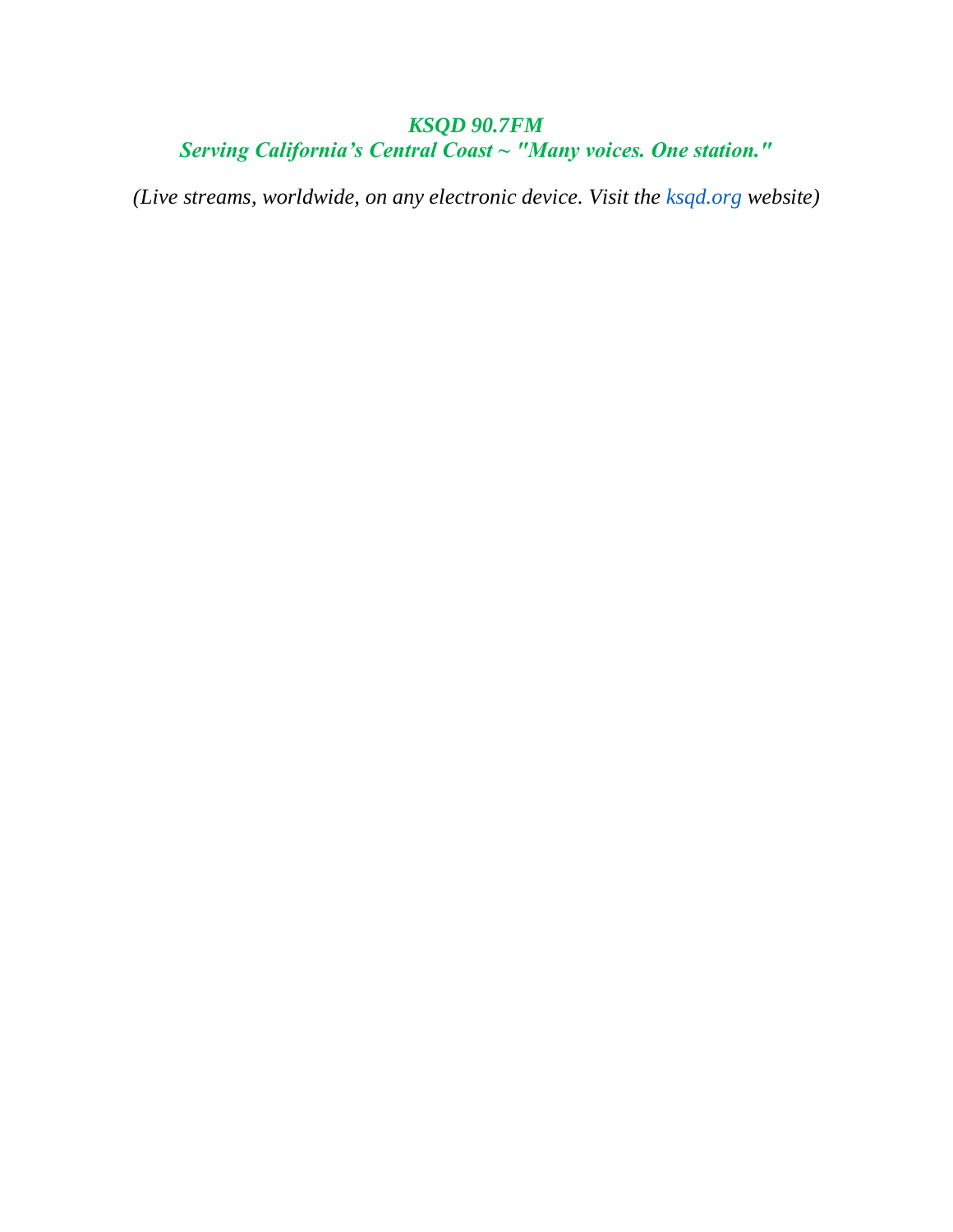***KSQD 90.7FM***
***Serving California's Central Coast ~ "Many voices. One station."***

*(Live streams, worldwide, on any electronic device. Visit the ksqd.org website)*